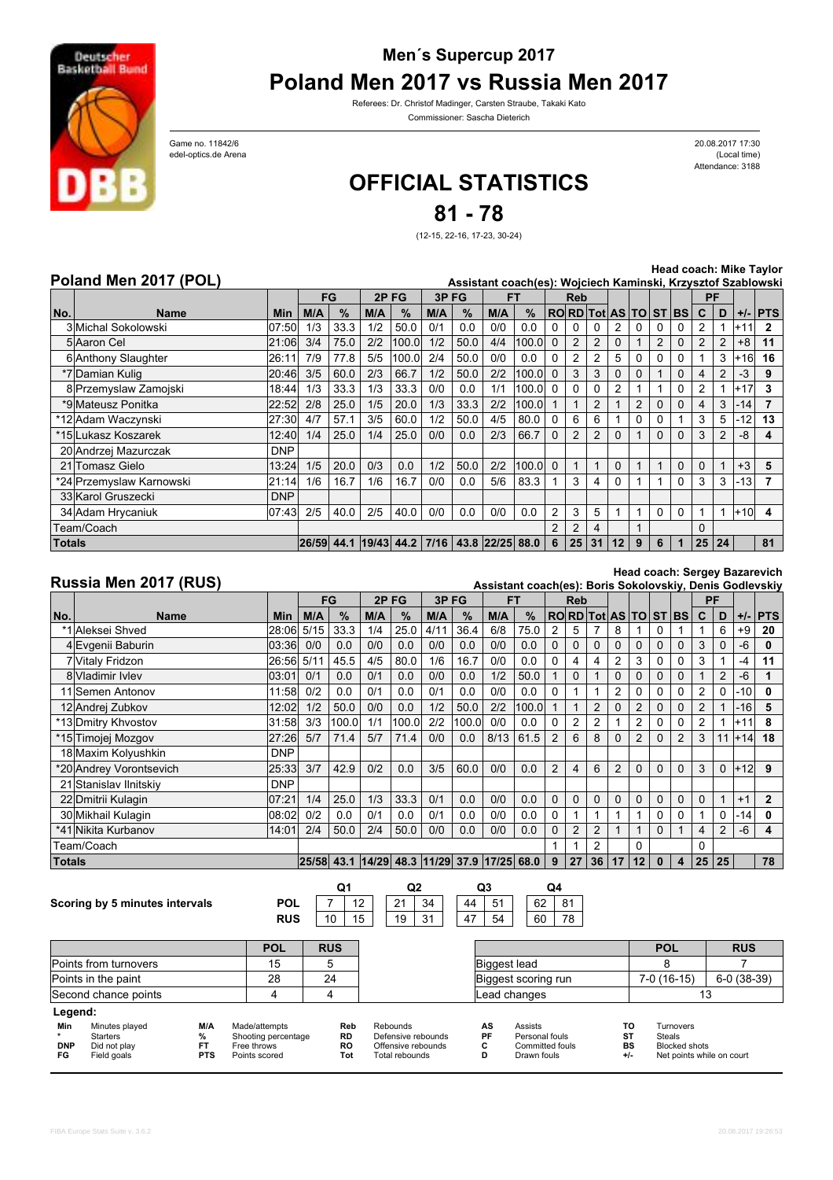## Men´s Supercup 2017

# Poland Men 2017 vs Russia Men 2017

Referees: Dr. Christof Madinger, Carsten Straube, Takaki Kato

Commissioner: Sascha Dieterich

Game no. 11842/6
edel-optics.de Arena

20.08.2017 17:30
(Local time)
Attendance: 3188

# OFFICIAL STATISTICS

# 81 - 78

(12-15, 22-16, 17-23, 30-24)

### Poland Men 2017 (POL)

**Head coach: Mike Taylor**
**Assistant coach(es): Wojciech Kaminski, Krzysztof Szablowski**

| No. | Name | Min | FG M/A | FG % | 2P FG M/A | 2P FG % | 3P FG M/A | 3P FG % | FT M/A | FT % | Reb RO | Reb RD | Reb Tot | AS | TO | ST | BS | PF C | PF D | +/- | PTS |
|---|---|---|---|---|---|---|---|---|---|---|---|---|---|---|---|---|---|---|---|---|---|
| 3 | Michal Sokolowski | 07:50 | 1/3 | 33.3 | 1/2 | 50.0 | 0/1 | 0.0 | 0/0 | 0.0 | 0 | 0 | 0 | 2 | 0 | 0 | 0 | 2 | 1 | +11 | 2 |
| 5 | Aaron Cel | 21:06 | 3/4 | 75.0 | 2/2 | 100.0 | 1/2 | 50.0 | 4/4 | 100.0 | 0 | 2 | 2 | 0 | 1 | 2 | 0 | 2 | 2 | +8 | 11 |
| 6 | Anthony Slaughter | 26:11 | 7/9 | 77.8 | 5/5 | 100.0 | 2/4 | 50.0 | 0/0 | 0.0 | 0 | 2 | 2 | 5 | 0 | 0 | 0 | 1 | 3 | +16 | 16 |
| *7 | Damian Kulig | 20:46 | 3/5 | 60.0 | 2/3 | 66.7 | 1/2 | 50.0 | 2/2 | 100.0 | 0 | 3 | 3 | 0 | 0 | 1 | 0 | 4 | 2 | -3 | 9 |
| 8 | Przemyslaw Zamojski | 18:44 | 1/3 | 33.3 | 1/3 | 33.3 | 0/0 | 0.0 | 1/1 | 100.0 | 0 | 0 | 0 | 2 | 1 | 1 | 0 | 2 | 1 | +17 | 3 |
| *9 | Mateusz Ponitka | 22:52 | 2/8 | 25.0 | 1/5 | 20.0 | 1/3 | 33.3 | 2/2 | 100.0 | 1 | 1 | 2 | 1 | 2 | 0 | 0 | 4 | 3 | -14 | 7 |
| *12 | Adam Waczynski | 27:30 | 4/7 | 57.1 | 3/5 | 60.0 | 1/2 | 50.0 | 4/5 | 80.0 | 0 | 6 | 6 | 1 | 0 | 0 | 1 | 3 | 5 | -12 | 13 |
| *15 | Lukasz Koszarek | 12:40 | 1/4 | 25.0 | 1/4 | 25.0 | 0/0 | 0.0 | 2/3 | 66.7 | 0 | 2 | 2 | 0 | 1 | 0 | 0 | 3 | 2 | -8 | 4 |
| 20 | Andrzej Mazurczak | DNP | | | | | | | | | | | | | | | | | | | |
| 21 | Tomasz Gielo | 13:24 | 1/5 | 20.0 | 0/3 | 0.0 | 1/2 | 50.0 | 2/2 | 100.0 | 0 | 1 | 1 | 0 | 1 | 1 | 0 | 0 | 1 | +3 | 5 |
| *24 | Przemyslaw Karnowski | 21:14 | 1/6 | 16.7 | 1/6 | 16.7 | 0/0 | 0.0 | 5/6 | 83.3 | 1 | 3 | 4 | 0 | 1 | 1 | 0 | 3 | 3 | -13 | 7 |
| 33 | Karol Gruszecki | DNP | | | | | | | | | | | | | | | | | | | |
| 34 | Adam Hrycaniuk | 07:43 | 2/5 | 40.0 | 2/5 | 40.0 | 0/0 | 0.0 | 0/0 | 0.0 | 2 | 3 | 5 | 1 | 1 | 0 | 0 | 1 | 1 | +10 | 4 |
| | Team/Coach | | | | | | | | | | 2 | 2 | 4 | | 1 | | | 0 | | | |
| **Totals** | | | **26/59** | **44.1** | **19/43** | **44.2** | **7/16** | **43.8** | **22/25** | **88.0** | **6** | **25** | **31** | **12** | **9** | **6** | **1** | **25** | **24** | | **81** |

### Russia Men 2017 (RUS)

**Head coach: Sergey Bazarevich**
**Assistant coach(es): Boris Sokolovskiy, Denis Godlevskiy**

| No. | Name | Min | FG M/A | FG % | 2P FG M/A | 2P FG % | 3P FG M/A | 3P FG % | FT M/A | FT % | Reb RO | Reb RD | Reb Tot | AS | TO | ST | BS | PF C | PF D | +/- | PTS |
|---|---|---|---|---|---|---|---|---|---|---|---|---|---|---|---|---|---|---|---|---|---|
| *1 | Aleksei Shved | 28:06 | 5/15 | 33.3 | 1/4 | 25.0 | 4/11 | 36.4 | 6/8 | 75.0 | 2 | 5 | 7 | 8 | 1 | 0 | 1 | 1 | 6 | +9 | 20 |
| 4 | Evgenii Baburin | 03:36 | 0/0 | 0.0 | 0/0 | 0.0 | 0/0 | 0.0 | 0/0 | 0.0 | 0 | 0 | 0 | 0 | 0 | 0 | 0 | 3 | 0 | -6 | 0 |
| 7 | Vitaly Fridzon | 26:56 | 5/11 | 45.5 | 4/5 | 80.0 | 1/6 | 16.7 | 0/0 | 0.0 | 0 | 4 | 4 | 2 | 3 | 0 | 0 | 3 | 1 | -4 | 11 |
| 8 | Vladimir Ivlev | 03:01 | 0/1 | 0.0 | 0/1 | 0.0 | 0/0 | 0.0 | 1/2 | 50.0 | 1 | 0 | 1 | 0 | 0 | 0 | 0 | 1 | 2 | -6 | 1 |
| 11 | Semen Antonov | 11:58 | 0/2 | 0.0 | 0/1 | 0.0 | 0/1 | 0.0 | 0/0 | 0.0 | 0 | 1 | 1 | 2 | 0 | 0 | 0 | 2 | 0 | -10 | 0 |
| 12 | Andrej Zubkov | 12:02 | 1/2 | 50.0 | 0/0 | 0.0 | 1/2 | 50.0 | 2/2 | 100.0 | 1 | 1 | 2 | 0 | 2 | 0 | 0 | 2 | 1 | -16 | 5 |
| *13 | Dmitry Khvostov | 31:58 | 3/3 | 100.0 | 1/1 | 100.0 | 2/2 | 100.0 | 0/0 | 0.0 | 0 | 2 | 2 | 1 | 2 | 0 | 0 | 2 | 1 | +11 | 8 |
| *15 | Timojej Mozgov | 27:26 | 5/7 | 71.4 | 5/7 | 71.4 | 0/0 | 0.0 | 8/13 | 61.5 | 2 | 6 | 8 | 0 | 2 | 0 | 2 | 3 | 11 | +14 | 18 |
| 18 | Maxim Kolyushkin | DNP | | | | | | | | | | | | | | | | | | | |
| *20 | Andrey Vorontsevich | 25:33 | 3/7 | 42.9 | 0/2 | 0.0 | 3/5 | 60.0 | 0/0 | 0.0 | 2 | 4 | 6 | 2 | 0 | 0 | 0 | 3 | 0 | +12 | 9 |
| 21 | Stanislav Ilnitskiy | DNP | | | | | | | | | | | | | | | | | | | |
| 22 | Dmitrii Kulagin | 07:21 | 1/4 | 25.0 | 1/3 | 33.3 | 0/1 | 0.0 | 0/0 | 0.0 | 0 | 0 | 0 | 0 | 0 | 0 | 0 | 0 | 1 | +1 | 2 |
| 30 | Mikhail Kulagin | 08:02 | 0/2 | 0.0 | 0/1 | 0.0 | 0/1 | 0.0 | 0/0 | 0.0 | 0 | 1 | 1 | 1 | 1 | 0 | 0 | 1 | 0 | -14 | 0 |
| *41 | Nikita Kurbanov | 14:01 | 2/4 | 50.0 | 2/4 | 50.0 | 0/0 | 0.0 | 0/0 | 0.0 | 0 | 2 | 2 | 1 | 1 | 0 | 1 | 4 | 2 | -6 | 4 |
| | Team/Coach | | | | | | | | | | 1 | 1 | 2 | | 0 | | | 0 | | | |
| **Totals** | | | **25/58** | **43.1** | **14/29** | **48.3** | **11/29** | **37.9** | **17/25** | **68.0** | **9** | **27** | **36** | **17** | **12** | **0** | **4** | **25** | **25** | | **78** |

**Scoring by 5 minutes intervals**

| | Q1 | | Q2 | | Q3 | | Q4 | |
|---|---|---|---|---|---|---|---|---|
| POL | 7 | 12 | 21 | 34 | 44 | 51 | 62 | 81 |
| RUS | 10 | 15 | 19 | 31 | 47 | 54 | 60 | 78 |

| | POL | RUS |
|---|---|---|
| Points from turnovers | 15 | 5 |
| Points in the paint | 28 | 24 |
| Second chance points | 4 | 4 |

| | POL | RUS |
|---|---|---|
| Biggest lead | 8 | 7 |
| Biggest scoring run | 7-0 (16-15) | 6-0 (38-39) |
| Lead changes | 13 | |

**Legend:**

| | | | | | | | | | | | |
|---|---|---|---|---|---|---|---|---|---|---|---|
| Min | Minutes played | M/A | Made/attempts | Reb | Rebounds | AS | Assists | TO | Turnovers | | |
| * | Starters | % | Shooting percentage | RD | Defensive rebounds | PF | Personal fouls | ST | Steals | | |
| DNP | Did not play | FT | Free throws | RO | Offensive rebounds | C | Committed fouls | BS | Blocked shots | | |
| FG | Field goals | PTS | Points scored | Tot | Total rebounds | D | Drawn fouls | +/- | Net points while on court | | |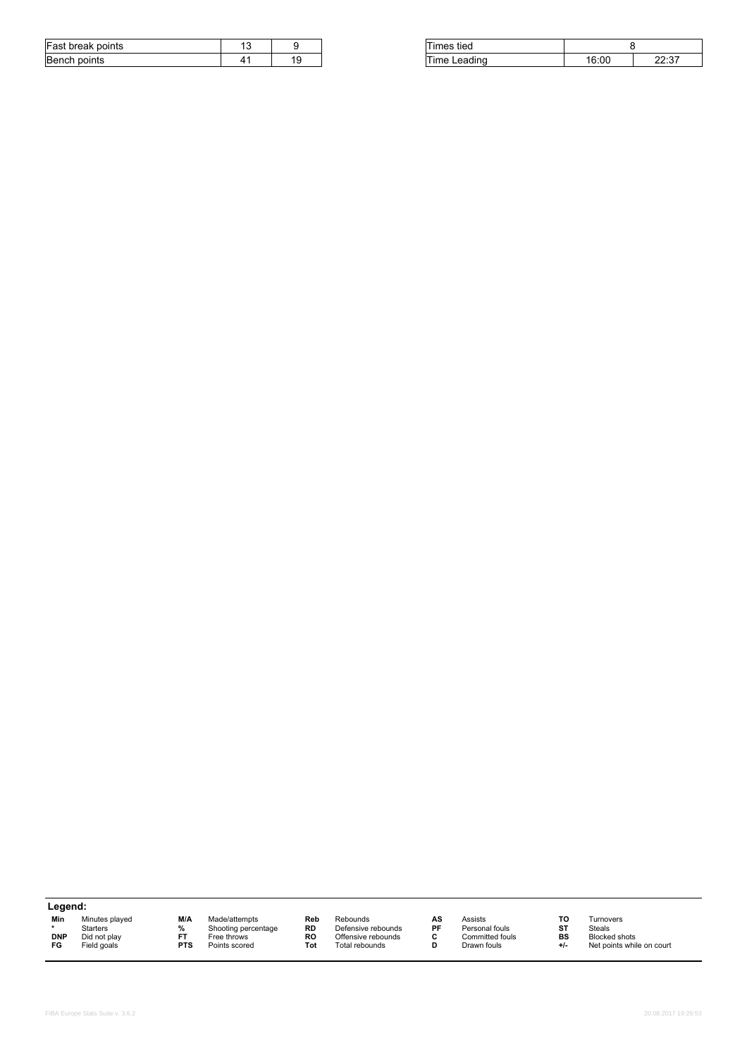| | | |
|---|---|---|
| Fast break points | 13 | 9 |
| Bench points | 41 | 19 |

| | | |
|---|---|---|
| Times tied | 8 | |
| Time Leading | 16:00 | 22:37 |

**Legend:**

| | | | | | | | | | | | |
|---|---|---|---|---|---|---|---|---|---|---|---|
| **Min** | Minutes played | **M/A** | Made/attempts | **Reb** | Rebounds | **AS** | Assists | **TO** | Turnovers | | |
| * | Starters | **%** | Shooting percentage | **RD** | Defensive rebounds | **PF** | Personal fouls | **ST** | Steals | | |
| **DNP** | Did not play | **FT** | Free throws | **RO** | Offensive rebounds | **C** | Committed fouls | **BS** | Blocked shots | | |
| **FG** | Field goals | **PTS** | Points scored | **Tot** | Total rebounds | **D** | Drawn fouls | **+/-** | Net points while on court | | |

FIBA Europe Stats Suite v. 3.6.2

20.08.2017 19:26:53